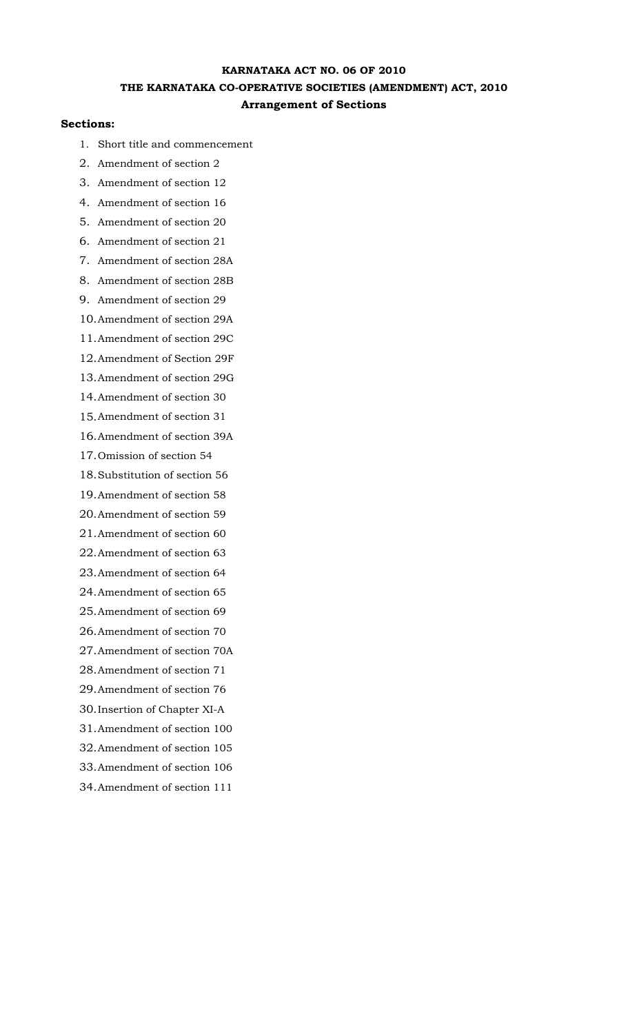# KARNATAKA ACT NO. 06 OF 2010

## THE KARNATAKA CO-OPERATIVE SOCIETIES (AMENDMENT) ACT, 2010

### Arrangement of Sections

**Sections:**

1. Short title and commencement
2. Amendment of section 2
3. Amendment of section 12
4. Amendment of section 16
5. Amendment of section 20
6. Amendment of section 21
7. Amendment of section 28A
8. Amendment of section 28B
9. Amendment of section 29
10. Amendment of section 29A
11. Amendment of section 29C
12. Amendment of Section 29F
13. Amendment of section 29G
14. Amendment of section 30
15. Amendment of section 31
16. Amendment of section 39A
17. Omission of section 54
18. Substitution of section 56
19. Amendment of section 58
20. Amendment of section 59
21. Amendment of section 60
22. Amendment of section 63
23. Amendment of section 64
24. Amendment of section 65
25. Amendment of section 69
26. Amendment of section 70
27. Amendment of section 70A
28. Amendment of section 71
29. Amendment of section 76
30. Insertion of Chapter XI-A
31. Amendment of section 100
32. Amendment of section 105
33. Amendment of section 106
34. Amendment of section 111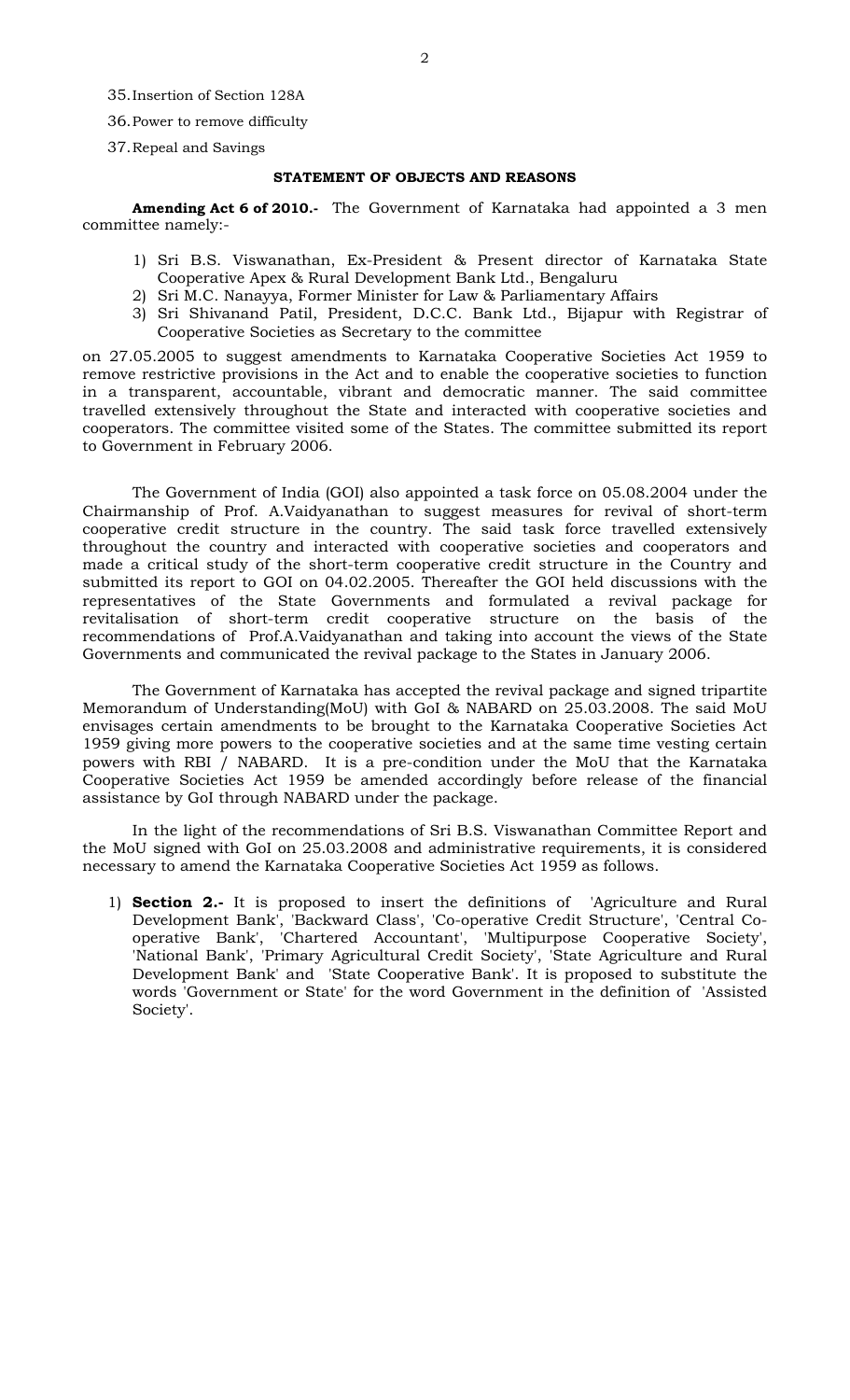35. Insertion of Section 128A
36. Power to remove difficulty
37. Repeal and Savings

### STATEMENT OF OBJECTS AND REASONS

**Amending Act 6 of 2010.-** The Government of Karnataka had appointed a 3 men committee namely:-

1) Sri B.S. Viswanathan, Ex-President & Present director of Karnataka State Cooperative Apex & Rural Development Bank Ltd., Bengaluru
2) Sri M.C. Nanayya, Former Minister for Law & Parliamentary Affairs
3) Sri Shivanand Patil, President, D.C.C. Bank Ltd., Bijapur with Registrar of Cooperative Societies as Secretary to the committee

on 27.05.2005 to suggest amendments to Karnataka Cooperative Societies Act 1959 to remove restrictive provisions in the Act and to enable the cooperative societies to function in a transparent, accountable, vibrant and democratic manner. The said committee travelled extensively throughout the State and interacted with cooperative societies and cooperators. The committee visited some of the States. The committee submitted its report to Government in February 2006.

The Government of India (GOI) also appointed a task force on 05.08.2004 under the Chairmanship of Prof. A.Vaidyanathan to suggest measures for revival of short-term cooperative credit structure in the country. The said task force travelled extensively throughout the country and interacted with cooperative societies and cooperators and made a critical study of the short-term cooperative credit structure in the Country and submitted its report to GOI on 04.02.2005. Thereafter the GOI held discussions with the representatives of the State Governments and formulated a revival package for revitalisation of short-term credit cooperative structure on the basis of the recommendations of Prof.A.Vaidyanathan and taking into account the views of the State Governments and communicated the revival package to the States in January 2006.

The Government of Karnataka has accepted the revival package and signed tripartite Memorandum of Understanding(MoU) with GoI & NABARD on 25.03.2008. The said MoU envisages certain amendments to be brought to the Karnataka Cooperative Societies Act 1959 giving more powers to the cooperative societies and at the same time vesting certain powers with RBI / NABARD. It is a pre-condition under the MoU that the Karnataka Cooperative Societies Act 1959 be amended accordingly before release of the financial assistance by GoI through NABARD under the package.

In the light of the recommendations of Sri B.S. Viswanathan Committee Report and the MoU signed with GoI on 25.03.2008 and administrative requirements, it is considered necessary to amend the Karnataka Cooperative Societies Act 1959 as follows.

1) **Section 2.-** It is proposed to insert the definitions of 'Agriculture and Rural Development Bank', 'Backward Class', 'Co-operative Credit Structure', 'Central Co-operative Bank', 'Chartered Accountant', 'Multipurpose Cooperative Society', 'National Bank', 'Primary Agricultural Credit Society', 'State Agriculture and Rural Development Bank' and 'State Cooperative Bank'. It is proposed to substitute the words 'Government or State' for the word Government in the definition of 'Assisted Society'.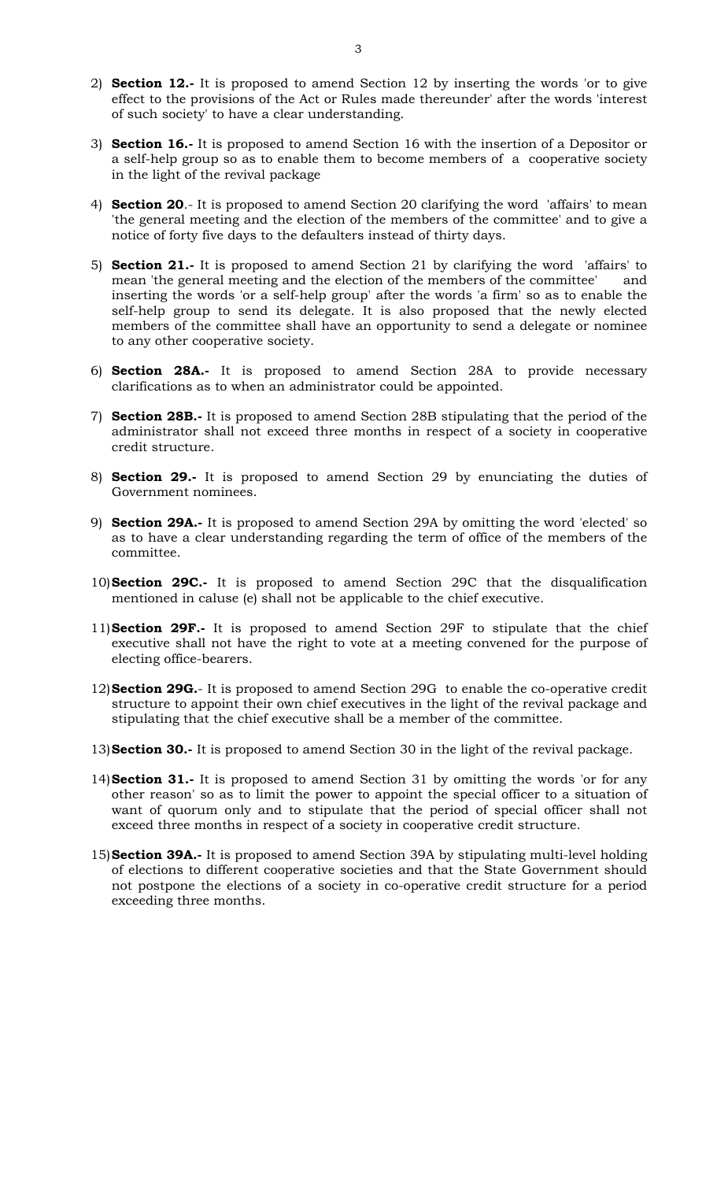2) **Section 12.-** It is proposed to amend Section 12 by inserting the words 'or to give effect to the provisions of the Act or Rules made thereunder' after the words 'interest of such society' to have a clear understanding.

3) **Section 16.-** It is proposed to amend Section 16 with the insertion of a Depositor or a self-help group so as to enable them to become members of a cooperative society in the light of the revival package

4) **Section 20**.- It is proposed to amend Section 20 clarifying the word 'affairs' to mean 'the general meeting and the election of the members of the committee' and to give a notice of forty five days to the defaulters instead of thirty days.

5) **Section 21.-** It is proposed to amend Section 21 by clarifying the word 'affairs' to mean 'the general meeting and the election of the members of the committee' and inserting the words 'or a self-help group' after the words 'a firm' so as to enable the self-help group to send its delegate. It is also proposed that the newly elected members of the committee shall have an opportunity to send a delegate or nominee to any other cooperative society.

6) **Section 28A.-** It is proposed to amend Section 28A to provide necessary clarifications as to when an administrator could be appointed.

7) **Section 28B.-** It is proposed to amend Section 28B stipulating that the period of the administrator shall not exceed three months in respect of a society in cooperative credit structure.

8) **Section 29.-** It is proposed to amend Section 29 by enunciating the duties of Government nominees.

9) **Section 29A.-** It is proposed to amend Section 29A by omitting the word 'elected' so as to have a clear understanding regarding the term of office of the members of the committee.

10) **Section 29C.-** It is proposed to amend Section 29C that the disqualification mentioned in caluse (e) shall not be applicable to the chief executive.

11) **Section 29F.-** It is proposed to amend Section 29F to stipulate that the chief executive shall not have the right to vote at a meeting convened for the purpose of electing office-bearers.

12) **Section 29G.**- It is proposed to amend Section 29G to enable the co-operative credit structure to appoint their own chief executives in the light of the revival package and stipulating that the chief executive shall be a member of the committee.

13) **Section 30.-** It is proposed to amend Section 30 in the light of the revival package.

14) **Section 31.-** It is proposed to amend Section 31 by omitting the words 'or for any other reason' so as to limit the power to appoint the special officer to a situation of want of quorum only and to stipulate that the period of special officer shall not exceed three months in respect of a society in cooperative credit structure.

15) **Section 39A.-** It is proposed to amend Section 39A by stipulating multi-level holding of elections to different cooperative societies and that the State Government should not postpone the elections of a society in co-operative credit structure for a period exceeding three months.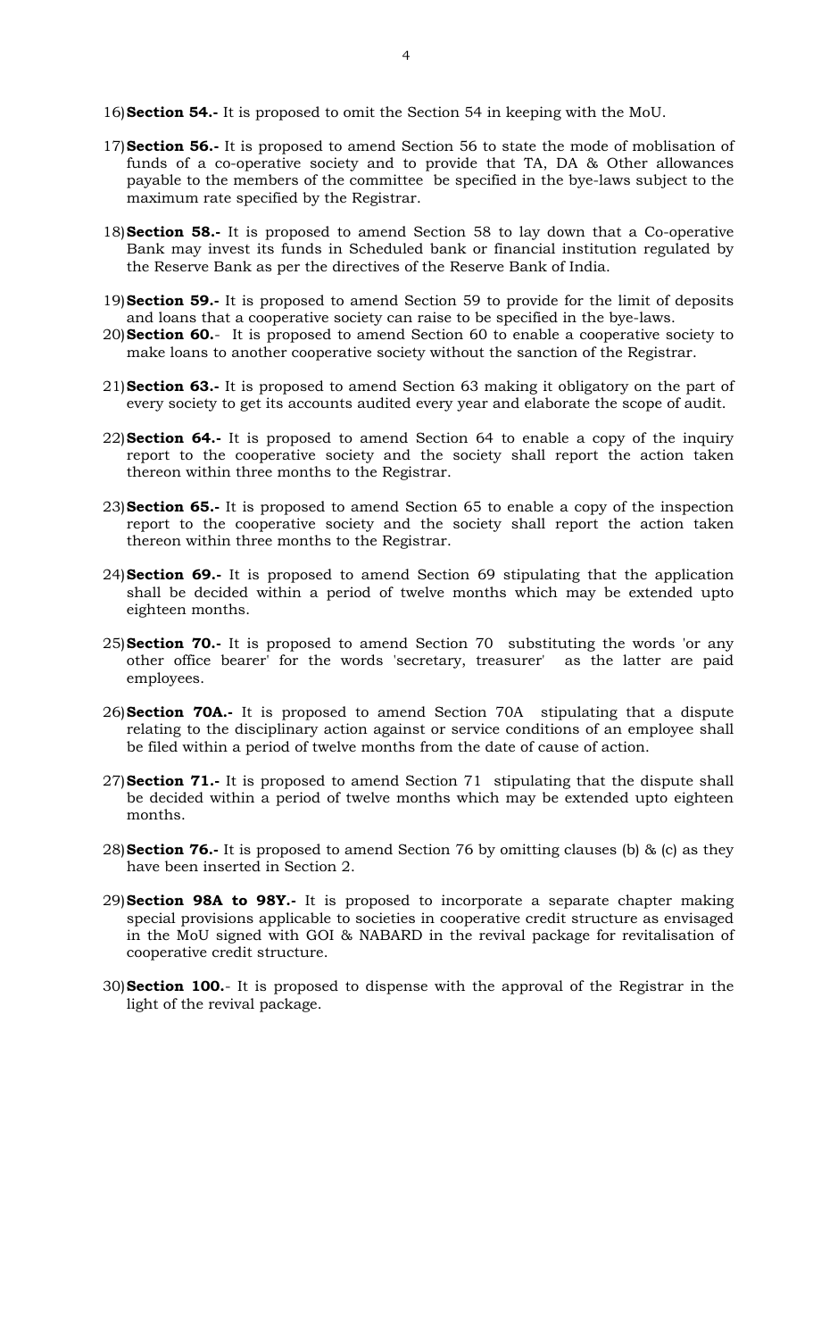16) **Section 54.-** It is proposed to omit the Section 54 in keeping with the MoU.

17) **Section 56.-** It is proposed to amend Section 56 to state the mode of moblisation of funds of a co-operative society and to provide that TA, DA & Other allowances payable to the members of the committee be specified in the bye-laws subject to the maximum rate specified by the Registrar.

18) **Section 58.-** It is proposed to amend Section 58 to lay down that a Co-operative Bank may invest its funds in Scheduled bank or financial institution regulated by the Reserve Bank as per the directives of the Reserve Bank of India.

19) **Section 59.-** It is proposed to amend Section 59 to provide for the limit of deposits and loans that a cooperative society can raise to be specified in the bye-laws.

20) **Section 60.**- It is proposed to amend Section 60 to enable a cooperative society to make loans to another cooperative society without the sanction of the Registrar.

21) **Section 63.-** It is proposed to amend Section 63 making it obligatory on the part of every society to get its accounts audited every year and elaborate the scope of audit.

22) **Section 64.-** It is proposed to amend Section 64 to enable a copy of the inquiry report to the cooperative society and the society shall report the action taken thereon within three months to the Registrar.

23) **Section 65.-** It is proposed to amend Section 65 to enable a copy of the inspection report to the cooperative society and the society shall report the action taken thereon within three months to the Registrar.

24) **Section 69.-** It is proposed to amend Section 69 stipulating that the application shall be decided within a period of twelve months which may be extended upto eighteen months.

25) **Section 70.-** It is proposed to amend Section 70 substituting the words 'or any other office bearer' for the words 'secretary, treasurer' as the latter are paid employees.

26) **Section 70A.-** It is proposed to amend Section 70A stipulating that a dispute relating to the disciplinary action against or service conditions of an employee shall be filed within a period of twelve months from the date of cause of action.

27) **Section 71.-** It is proposed to amend Section 71 stipulating that the dispute shall be decided within a period of twelve months which may be extended upto eighteen months.

28) **Section 76.-** It is proposed to amend Section 76 by omitting clauses (b) & (c) as they have been inserted in Section 2.

29) **Section 98A to 98Y.-** It is proposed to incorporate a separate chapter making special provisions applicable to societies in cooperative credit structure as envisaged in the MoU signed with GOI & NABARD in the revival package for revitalisation of cooperative credit structure.

30) **Section 100.**- It is proposed to dispense with the approval of the Registrar in the light of the revival package.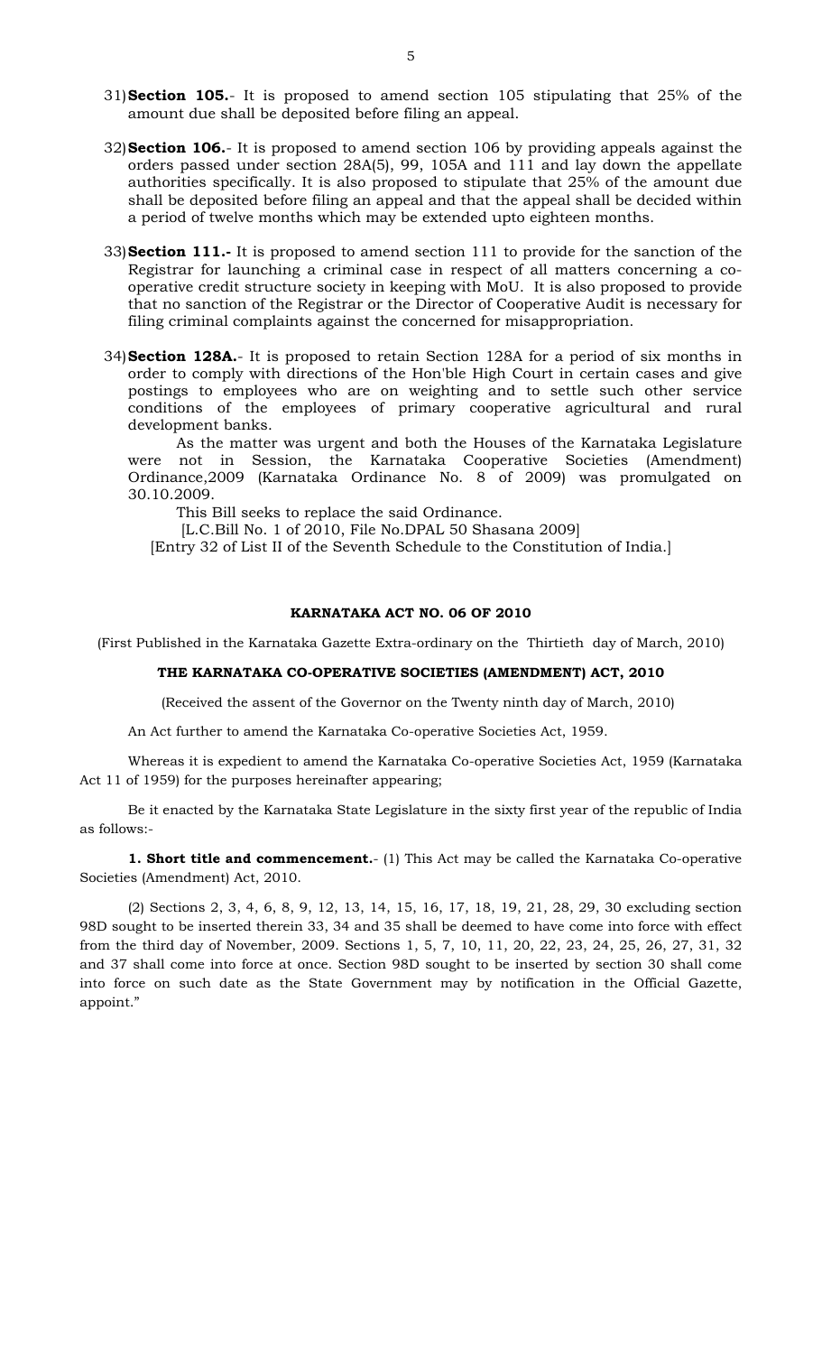31) **Section 105.**- It is proposed to amend section 105 stipulating that 25% of the amount due shall be deposited before filing an appeal.

32) **Section 106.**- It is proposed to amend section 106 by providing appeals against the orders passed under section 28A(5), 99, 105A and 111 and lay down the appellate authorities specifically. It is also proposed to stipulate that 25% of the amount due shall be deposited before filing an appeal and that the appeal shall be decided within a period of twelve months which may be extended upto eighteen months.

33) **Section 111.-** It is proposed to amend section 111 to provide for the sanction of the Registrar for launching a criminal case in respect of all matters concerning a co-operative credit structure society in keeping with MoU. It is also proposed to provide that no sanction of the Registrar or the Director of Cooperative Audit is necessary for filing criminal complaints against the concerned for misappropriation.

34) **Section 128A.**- It is proposed to retain Section 128A for a period of six months in order to comply with directions of the Hon'ble High Court in certain cases and give postings to employees who are on weighting and to settle such other service conditions of the employees of primary cooperative agricultural and rural development banks.

As the matter was urgent and both the Houses of the Karnataka Legislature were not in Session, the Karnataka Cooperative Societies (Amendment) Ordinance,2009 (Karnataka Ordinance No. 8 of 2009) was promulgated on 30.10.2009.

This Bill seeks to replace the said Ordinance.

[L.C.Bill No. 1 of 2010, File No.DPAL 50 Shasana 2009]

[Entry 32 of List II of the Seventh Schedule to the Constitution of India.]

**KARNATAKA ACT NO. 06 OF 2010**

(First Published in the Karnataka Gazette Extra-ordinary on the Thirtieth day of March, 2010)

**THE KARNATAKA CO-OPERATIVE SOCIETIES (AMENDMENT) ACT, 2010**

(Received the assent of the Governor on the Twenty ninth day of March, 2010)

An Act further to amend the Karnataka Co-operative Societies Act, 1959.

Whereas it is expedient to amend the Karnataka Co-operative Societies Act, 1959 (Karnataka Act 11 of 1959) for the purposes hereinafter appearing;

Be it enacted by the Karnataka State Legislature in the sixty first year of the republic of India as follows:-

**1. Short title and commencement.**- (1) This Act may be called the Karnataka Co-operative Societies (Amendment) Act, 2010.

(2) Sections 2, 3, 4, 6, 8, 9, 12, 13, 14, 15, 16, 17, 18, 19, 21, 28, 29, 30 excluding section 98D sought to be inserted therein 33, 34 and 35 shall be deemed to have come into force with effect from the third day of November, 2009. Sections 1, 5, 7, 10, 11, 20, 22, 23, 24, 25, 26, 27, 31, 32 and 37 shall come into force at once. Section 98D sought to be inserted by section 30 shall come into force on such date as the State Government may by notification in the Official Gazette, appoint."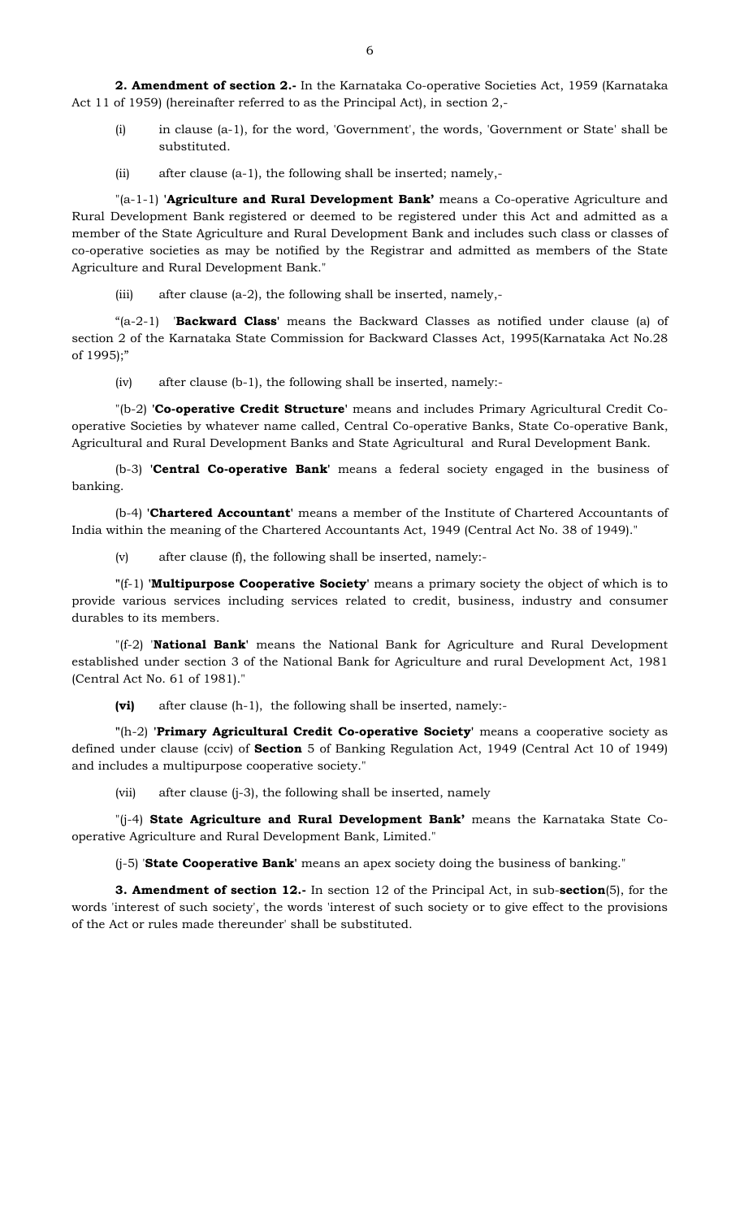**2. Amendment of section 2.-** In the Karnataka Co-operative Societies Act, 1959 (Karnataka Act 11 of 1959) (hereinafter referred to as the Principal Act), in section 2,-

(i) in clause (a-1), for the word, 'Government', the words, 'Government or State' shall be substituted.

(ii) after clause (a-1), the following shall be inserted; namely,-

"(a-1-1) '**Agriculture and Rural Development Bank'** means a Co-operative Agriculture and Rural Development Bank registered or deemed to be registered under this Act and admitted as a member of the State Agriculture and Rural Development Bank and includes such class or classes of co-operative societies as may be notified by the Registrar and admitted as members of the State Agriculture and Rural Development Bank."

(iii) after clause (a-2), the following shall be inserted, namely,-

"(a-2-1) '**Backward Class**' means the Backward Classes as notified under clause (a) of section 2 of the Karnataka State Commission for Backward Classes Act, 1995(Karnataka Act No.28 of 1995);"

(iv) after clause (b-1), the following shall be inserted, namely:-

"(b-2) '**Co-operative Credit Structure**' means and includes Primary Agricultural Credit Co-operative Societies by whatever name called, Central Co-operative Banks, State Co-operative Bank, Agricultural and Rural Development Banks and State Agricultural and Rural Development Bank.

(b-3) '**Central Co-operative Bank**' means a federal society engaged in the business of banking.

(b-4) '**Chartered Accountant**' means a member of the Institute of Chartered Accountants of India within the meaning of the Chartered Accountants Act, 1949 (Central Act No. 38 of 1949)."

(v) after clause (f), the following shall be inserted, namely:-

"(f-1) '**Multipurpose Cooperative Society**' means a primary society the object of which is to provide various services including services related to credit, business, industry and consumer durables to its members.

"(f-2) '**National Bank**' means the National Bank for Agriculture and Rural Development established under section 3 of the National Bank for Agriculture and rural Development Act, 1981 (Central Act No. 61 of 1981)."

**(vi)** after clause (h-1), the following shall be inserted, namely:-

"(h-2) '**Primary Agricultural Credit Co-operative Society**' means a cooperative society as defined under clause (cciv) of **Section** 5 of Banking Regulation Act, 1949 (Central Act 10 of 1949) and includes a multipurpose cooperative society."

(vii) after clause (j-3), the following shall be inserted, namely

"(j-4) **State Agriculture and Rural Development Bank'** means the Karnataka State Co-operative Agriculture and Rural Development Bank, Limited."

(j-5) '**State Cooperative Bank**' means an apex society doing the business of banking."

**3. Amendment of section 12.-** In section 12 of the Principal Act, in sub-**section**(5), for the words 'interest of such society', the words 'interest of such society or to give effect to the provisions of the Act or rules made thereunder' shall be substituted.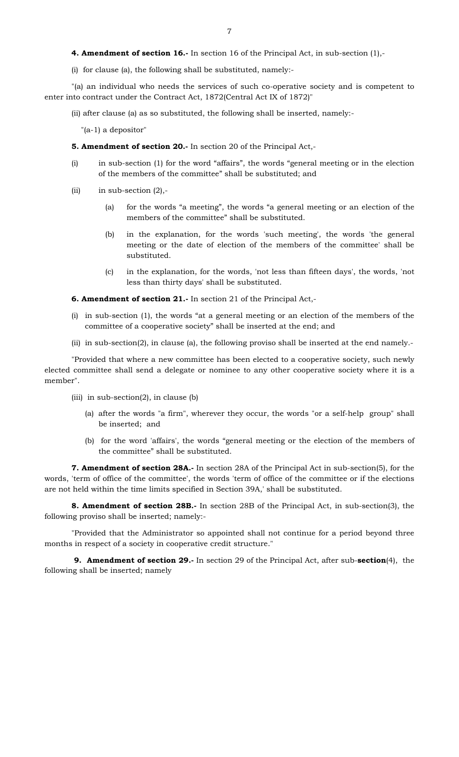**4. Amendment of section 16.-** In section 16 of the Principal Act, in sub-section (1),-

(i) for clause (a), the following shall be substituted, namely:-

"(a) an individual who needs the services of such co-operative society and is competent to enter into contract under the Contract Act, 1872(Central Act IX of 1872)"

(ii) after clause (a) as so substituted, the following shall be inserted, namely:-

"(a-1) a depositor"

**5. Amendment of section 20.-** In section 20 of the Principal Act,-

(i) in sub-section (1) for the word "affairs", the words "general meeting or in the election of the members of the committee" shall be substituted; and

(ii) in sub-section (2),-

(a) for the words "a meeting", the words "a general meeting or an election of the members of the committee" shall be substituted.

(b) in the explanation, for the words 'such meeting', the words 'the general meeting or the date of election of the members of the committee' shall be substituted.

(c) in the explanation, for the words, 'not less than fifteen days', the words, 'not less than thirty days' shall be substituted.

**6. Amendment of section 21.-** In section 21 of the Principal Act,-

(i) in sub-section (1), the words "at a general meeting or an election of the members of the committee of a cooperative society" shall be inserted at the end; and

(ii) in sub-section(2), in clause (a), the following proviso shall be inserted at the end namely.-

"Provided that where a new committee has been elected to a cooperative society, such newly elected committee shall send a delegate or nominee to any other cooperative society where it is a member".

(iii) in sub-section(2), in clause (b)

(a) after the words "a firm", wherever they occur, the words "or a self-help group" shall be inserted; and

(b) for the word 'affairs', the words "general meeting or the election of the members of the committee" shall be substituted.

**7. Amendment of section 28A.-** In section 28A of the Principal Act in sub-section(5), for the words, 'term of office of the committee', the words 'term of office of the committee or if the elections are not held within the time limits specified in Section 39A,' shall be substituted.

**8. Amendment of section 28B.-** In section 28B of the Principal Act, in sub-section(3), the following proviso shall be inserted; namely:-

"Provided that the Administrator so appointed shall not continue for a period beyond three months in respect of a society in cooperative credit structure."

**9. Amendment of section 29.-** In section 29 of the Principal Act, after sub-**section**(4), the following shall be inserted; namely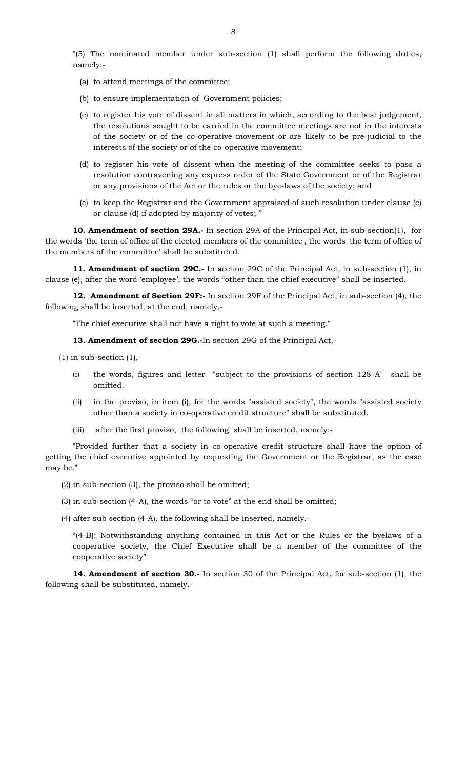"(5) The nominated member under sub-section (1) shall perform the following duties, namely:-

(a) to attend meetings of the committee;

(b) to ensure implementation of Government policies;

(c) to register his vote of dissent in all matters in which, according to the best judgement, the resolutions sought to be carried in the committee meetings are not in the interests of the society or of the co-operative movement or are likely to be pre-judicial to the interests of the society or of the co-operative movement;

(d) to register his vote of dissent when the meeting of the committee seeks to pass a resolution contravening any express order of the State Government or of the Registrar or any provisions of the Act or the rules or the bye-laws of the society; and

(e) to keep the Registrar and the Government appraised of such resolution under clause (c) or clause (d) if adopted by majority of votes; "

**10. Amendment of section 29A.-** In section 29A of the Principal Act, in sub-section(1), for the words 'the term of office of the elected members of the committee', the words 'the term of office of the members of the committee' shall be substituted.

**11. Amendment of section 29C.-** In **s**ection 29C of the Principal Act, in sub-section (1), in clause (e), after the word 'employee', the words "other than the chief executive" shall be inserted.

**12. Amendment of Section 29F:-** In section 29F of the Principal Act, in sub-section (4), the following shall be inserted, at the end, namely,-

"The chief executive shall not have a right to vote at such a meeting."

**13. Amendment of section 29G.-**In section 29G of the Principal Act,-

(1) in sub-section (1),-

(i) the words, figures and letter "subject to the provisions of section 128 A" shall be omitted.

(ii) in the proviso, in item (i), for the words "assisted society", the words "assisted society other than a society in co-operative credit structure" shall be substituted.

(iii) after the first proviso, the following shall be inserted, namely:-

"Provided further that a society in co-operative credit structure shall have the option of getting the chief executive appointed by requesting the Government or the Registrar, as the case may be."

(2) in sub-section (3), the proviso shall be omitted;

(3) in sub-section (4-A), the words "or to vote" at the end shall be omitted;

(4) after sub section (4-A), the following shall be inserted, namely.-

"(4-B): Notwithstanding anything contained in this Act or the Rules or the byelaws of a cooperative society, the Chief Executive shall be a member of the committee of the cooperative society"

**14. Amendment of section 30.-** In section 30 of the Principal Act, for sub-section (1), the following shall be substituted, namely.-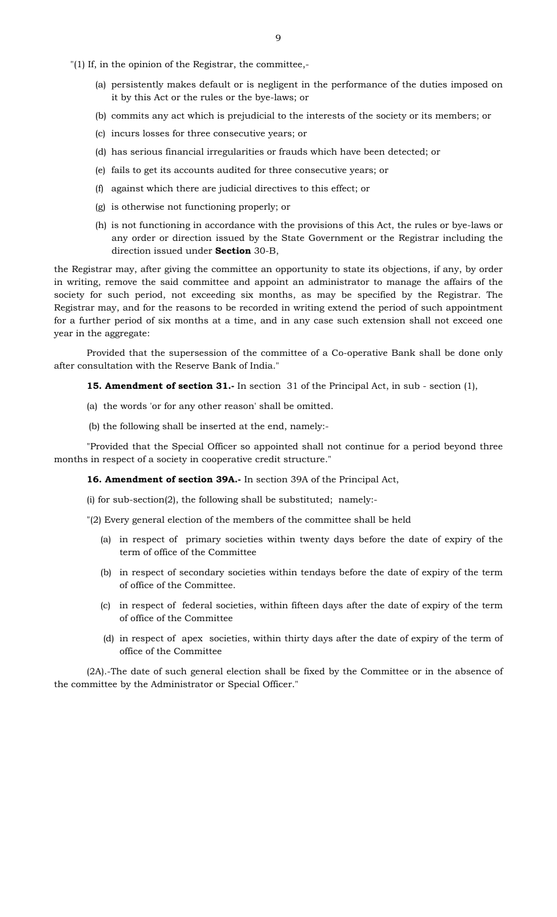"(1) If, in the opinion of the Registrar, the committee,-

(a) persistently makes default or is negligent in the performance of the duties imposed on it by this Act or the rules or the bye-laws; or

(b) commits any act which is prejudicial to the interests of the society or its members; or

(c) incurs losses for three consecutive years; or

(d) has serious financial irregularities or frauds which have been detected; or

(e) fails to get its accounts audited for three consecutive years; or

(f) against which there are judicial directives to this effect; or

(g) is otherwise not functioning properly; or

(h) is not functioning in accordance with the provisions of this Act, the rules or bye-laws or any order or direction issued by the State Government or the Registrar including the direction issued under **Section** 30-B,

the Registrar may, after giving the committee an opportunity to state its objections, if any, by order in writing, remove the said committee and appoint an administrator to manage the affairs of the society for such period, not exceeding six months, as may be specified by the Registrar. The Registrar may, and for the reasons to be recorded in writing extend the period of such appointment for a further period of six months at a time, and in any case such extension shall not exceed one year in the aggregate:

Provided that the supersession of the committee of a Co-operative Bank shall be done only after consultation with the Reserve Bank of India."

**15. Amendment of section 31.-** In section 31 of the Principal Act, in sub - section (1),

(a) the words 'or for any other reason' shall be omitted.

(b) the following shall be inserted at the end, namely:-

"Provided that the Special Officer so appointed shall not continue for a period beyond three months in respect of a society in cooperative credit structure."

**16. Amendment of section 39A.-** In section 39A of the Principal Act,

(i) for sub-section(2), the following shall be substituted; namely:-

"(2) Every general election of the members of the committee shall be held

(a) in respect of primary societies within twenty days before the date of expiry of the term of office of the Committee

(b) in respect of secondary societies within tendays before the date of expiry of the term of office of the Committee.

(c) in respect of federal societies, within fifteen days after the date of expiry of the term of office of the Committee

(d) in respect of apex societies, within thirty days after the date of expiry of the term of office of the Committee

(2A).-The date of such general election shall be fixed by the Committee or in the absence of the committee by the Administrator or Special Officer."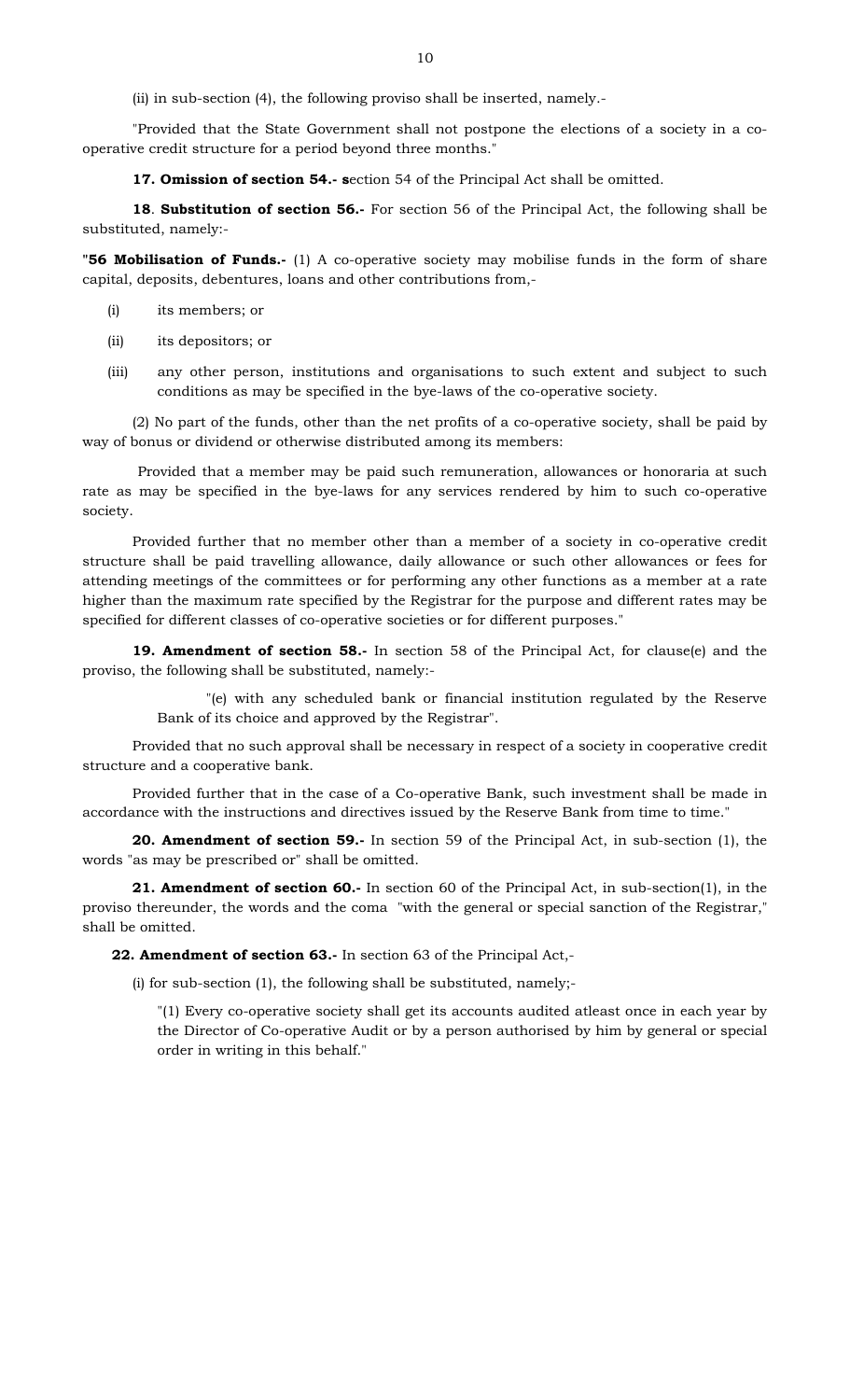(ii) in sub-section (4), the following proviso shall be inserted, namely.-

"Provided that the State Government shall not postpone the elections of a society in a co-operative credit structure for a period beyond three months."

**17. Omission of section 54.- s**ection 54 of the Principal Act shall be omitted.

**18**. **Substitution of section 56.-** For section 56 of the Principal Act, the following shall be substituted, namely:-

**"56 Mobilisation of Funds.-** (1) A co-operative society may mobilise funds in the form of share capital, deposits, debentures, loans and other contributions from,-

(i) its members; or

(ii) its depositors; or

(iii) any other person, institutions and organisations to such extent and subject to such conditions as may be specified in the bye-laws of the co-operative society.

(2) No part of the funds, other than the net profits of a co-operative society, shall be paid by way of bonus or dividend or otherwise distributed among its members:

Provided that a member may be paid such remuneration, allowances or honoraria at such rate as may be specified in the bye-laws for any services rendered by him to such co-operative society.

Provided further that no member other than a member of a society in co-operative credit structure shall be paid travelling allowance, daily allowance or such other allowances or fees for attending meetings of the committees or for performing any other functions as a member at a rate higher than the maximum rate specified by the Registrar for the purpose and different rates may be specified for different classes of co-operative societies or for different purposes."

**19. Amendment of section 58.-** In section 58 of the Principal Act, for clause(e) and the proviso, the following shall be substituted, namely:-

"(e) with any scheduled bank or financial institution regulated by the Reserve Bank of its choice and approved by the Registrar".

Provided that no such approval shall be necessary in respect of a society in cooperative credit structure and a cooperative bank.

Provided further that in the case of a Co-operative Bank, such investment shall be made in accordance with the instructions and directives issued by the Reserve Bank from time to time."

**20. Amendment of section 59.-** In section 59 of the Principal Act, in sub-section (1), the words "as may be prescribed or" shall be omitted.

**21. Amendment of section 60.-** In section 60 of the Principal Act, in sub-section(1), in the proviso thereunder, the words and the coma "with the general or special sanction of the Registrar," shall be omitted.

**22. Amendment of section 63.-** In section 63 of the Principal Act,-

(i) for sub-section (1), the following shall be substituted, namely;-

"(1) Every co-operative society shall get its accounts audited atleast once in each year by the Director of Co-operative Audit or by a person authorised by him by general or special order in writing in this behalf."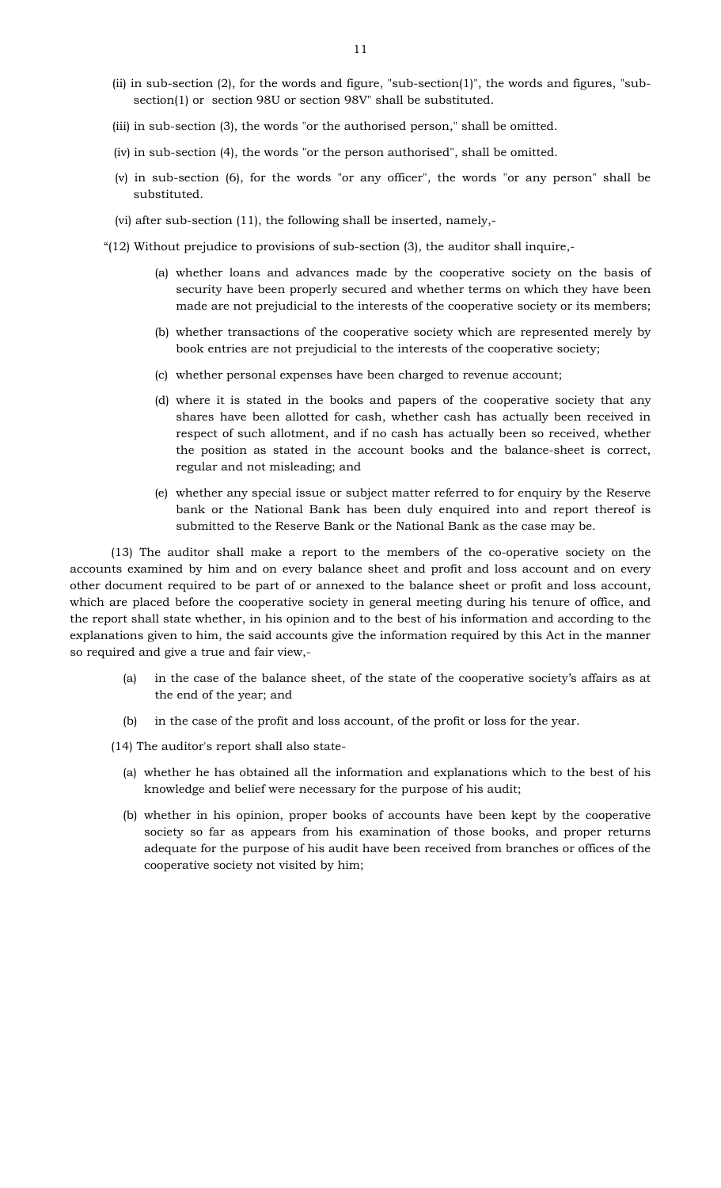(ii) in sub-section (2), for the words and figure, "sub-section(1)", the words and figures, "sub-section(1) or section 98U or section 98V" shall be substituted.

(iii) in sub-section (3), the words "or the authorised person," shall be omitted.

(iv) in sub-section (4), the words "or the person authorised", shall be omitted.

(v) in sub-section (6), for the words "or any officer", the words "or any person" shall be substituted.

(vi) after sub-section (11), the following shall be inserted, namely,-

"(12) Without prejudice to provisions of sub-section (3), the auditor shall inquire,-

(a) whether loans and advances made by the cooperative society on the basis of security have been properly secured and whether terms on which they have been made are not prejudicial to the interests of the cooperative society or its members;

(b) whether transactions of the cooperative society which are represented merely by book entries are not prejudicial to the interests of the cooperative society;

(c) whether personal expenses have been charged to revenue account;

(d) where it is stated in the books and papers of the cooperative society that any shares have been allotted for cash, whether cash has actually been received in respect of such allotment, and if no cash has actually been so received, whether the position as stated in the account books and the balance-sheet is correct, regular and not misleading; and

(e) whether any special issue or subject matter referred to for enquiry by the Reserve bank or the National Bank has been duly enquired into and report thereof is submitted to the Reserve Bank or the National Bank as the case may be.

(13) The auditor shall make a report to the members of the co-operative society on the accounts examined by him and on every balance sheet and profit and loss account and on every other document required to be part of or annexed to the balance sheet or profit and loss account, which are placed before the cooperative society in general meeting during his tenure of office, and the report shall state whether, in his opinion and to the best of his information and according to the explanations given to him, the said accounts give the information required by this Act in the manner so required and give a true and fair view,-

(a) in the case of the balance sheet, of the state of the cooperative society's affairs as at the end of the year; and

(b) in the case of the profit and loss account, of the profit or loss for the year.

(14) The auditor's report shall also state-

(a) whether he has obtained all the information and explanations which to the best of his knowledge and belief were necessary for the purpose of his audit;

(b) whether in his opinion, proper books of accounts have been kept by the cooperative society so far as appears from his examination of those books, and proper returns adequate for the purpose of his audit have been received from branches or offices of the cooperative society not visited by him;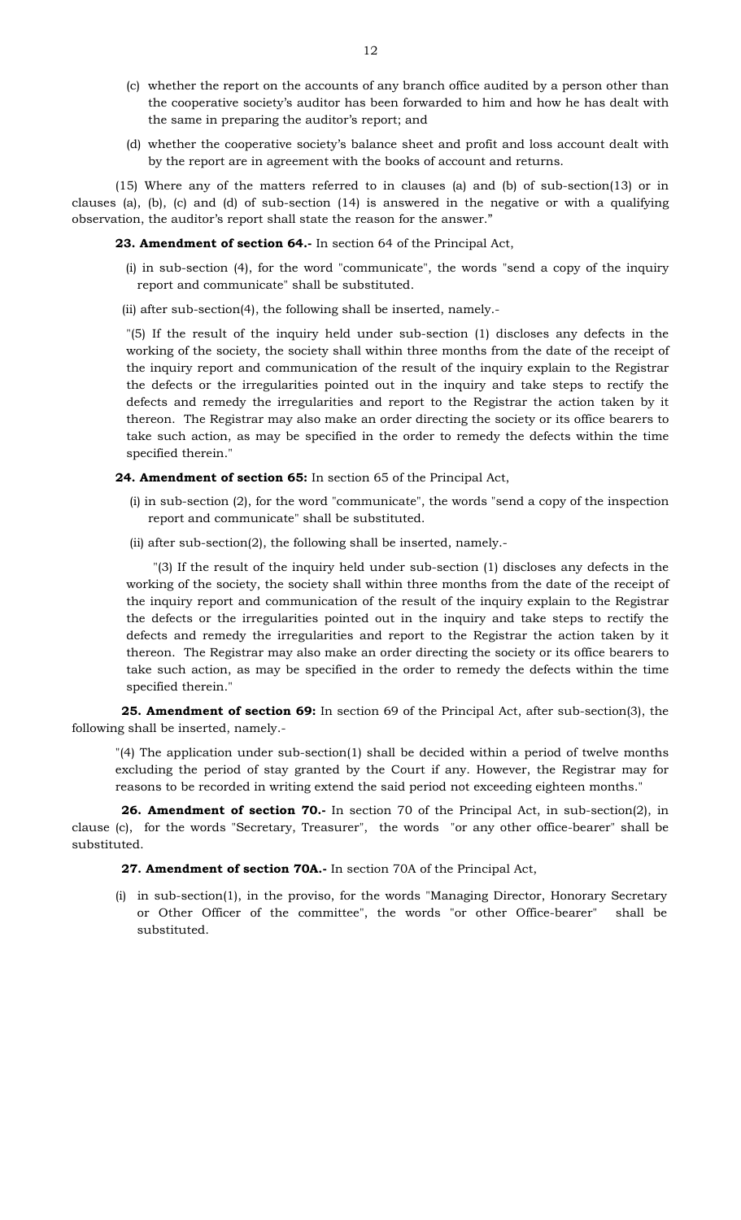(c) whether the report on the accounts of any branch office audited by a person other than the cooperative society's auditor has been forwarded to him and how he has dealt with the same in preparing the auditor's report; and

(d) whether the cooperative society's balance sheet and profit and loss account dealt with by the report are in agreement with the books of account and returns.

(15) Where any of the matters referred to in clauses (a) and (b) of sub-section(13) or in clauses (a), (b), (c) and (d) of sub-section (14) is answered in the negative or with a qualifying observation, the auditor's report shall state the reason for the answer."

**23. Amendment of section 64.-** In section 64 of the Principal Act,

(i) in sub-section (4), for the word "communicate", the words "send a copy of the inquiry report and communicate" shall be substituted.

(ii) after sub-section(4), the following shall be inserted, namely.-

"(5) If the result of the inquiry held under sub-section (1) discloses any defects in the working of the society, the society shall within three months from the date of the receipt of the inquiry report and communication of the result of the inquiry explain to the Registrar the defects or the irregularities pointed out in the inquiry and take steps to rectify the defects and remedy the irregularities and report to the Registrar the action taken by it thereon. The Registrar may also make an order directing the society or its office bearers to take such action, as may be specified in the order to remedy the defects within the time specified therein."

**24. Amendment of section 65:** In section 65 of the Principal Act,

(i) in sub-section (2), for the word "communicate", the words "send a copy of the inspection report and communicate" shall be substituted.

(ii) after sub-section(2), the following shall be inserted, namely.-

"(3) If the result of the inquiry held under sub-section (1) discloses any defects in the working of the society, the society shall within three months from the date of the receipt of the inquiry report and communication of the result of the inquiry explain to the Registrar the defects or the irregularities pointed out in the inquiry and take steps to rectify the defects and remedy the irregularities and report to the Registrar the action taken by it thereon. The Registrar may also make an order directing the society or its office bearers to take such action, as may be specified in the order to remedy the defects within the time specified therein."

**25. Amendment of section 69:** In section 69 of the Principal Act, after sub-section(3), the following shall be inserted, namely.-

"(4) The application under sub-section(1) shall be decided within a period of twelve months excluding the period of stay granted by the Court if any. However, the Registrar may for reasons to be recorded in writing extend the said period not exceeding eighteen months."

**26. Amendment of section 70.-** In section 70 of the Principal Act, in sub-section(2), in clause (c), for the words "Secretary, Treasurer", the words "or any other office-bearer" shall be substituted.

**27. Amendment of section 70A.-** In section 70A of the Principal Act,

(i) in sub-section(1), in the proviso, for the words "Managing Director, Honorary Secretary or Other Officer of the committee", the words "or other Office-bearer" shall be substituted.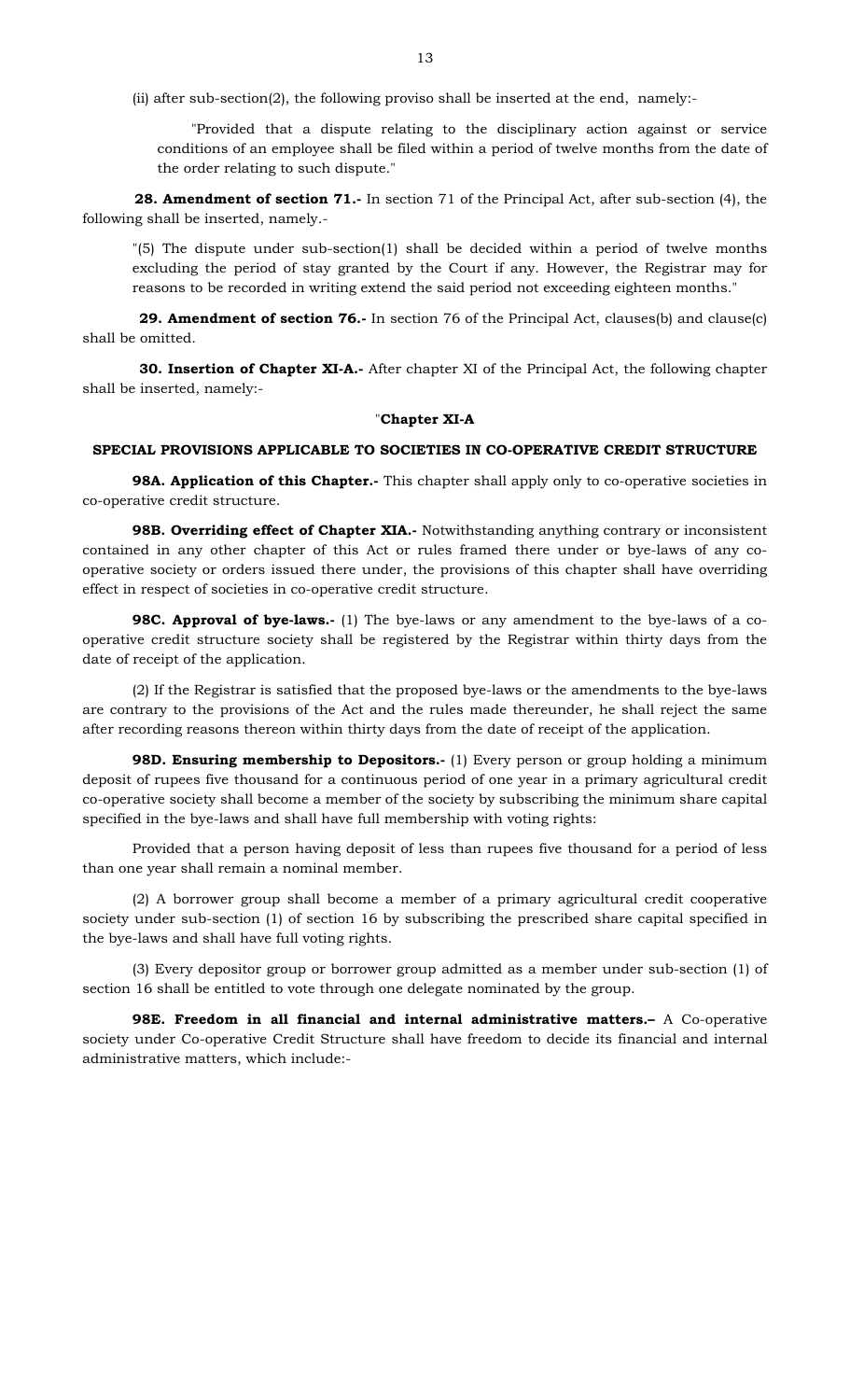(ii) after sub-section(2), the following proviso shall be inserted at the end, namely:-

> "Provided that a dispute relating to the disciplinary action against or service conditions of an employee shall be filed within a period of twelve months from the date of the order relating to such dispute."

**28. Amendment of section 71.-** In section 71 of the Principal Act, after sub-section (4), the following shall be inserted, namely.-

> "(5) The dispute under sub-section(1) shall be decided within a period of twelve months excluding the period of stay granted by the Court if any. However, the Registrar may for reasons to be recorded in writing extend the said period not exceeding eighteen months."

**29. Amendment of section 76.-** In section 76 of the Principal Act, clauses(b) and clause(c) shall be omitted.

**30. Insertion of Chapter XI-A.-** After chapter XI of the Principal Act, the following chapter shall be inserted, namely:-

"**Chapter XI-A**

**SPECIAL PROVISIONS APPLICABLE TO SOCIETIES IN CO-OPERATIVE CREDIT STRUCTURE**

**98A. Application of this Chapter.-** This chapter shall apply only to co-operative societies in co-operative credit structure.

**98B. Overriding effect of Chapter XIA.-** Notwithstanding anything contrary or inconsistent contained in any other chapter of this Act or rules framed there under or bye-laws of any co-operative society or orders issued there under, the provisions of this chapter shall have overriding effect in respect of societies in co-operative credit structure.

**98C. Approval of bye-laws.-** (1) The bye-laws or any amendment to the bye-laws of a co-operative credit structure society shall be registered by the Registrar within thirty days from the date of receipt of the application.

(2) If the Registrar is satisfied that the proposed bye-laws or the amendments to the bye-laws are contrary to the provisions of the Act and the rules made thereunder, he shall reject the same after recording reasons thereon within thirty days from the date of receipt of the application.

**98D. Ensuring membership to Depositors.-** (1) Every person or group holding a minimum deposit of rupees five thousand for a continuous period of one year in a primary agricultural credit co-operative society shall become a member of the society by subscribing the minimum share capital specified in the bye-laws and shall have full membership with voting rights:

Provided that a person having deposit of less than rupees five thousand for a period of less than one year shall remain a nominal member.

(2) A borrower group shall become a member of a primary agricultural credit cooperative society under sub-section (1) of section 16 by subscribing the prescribed share capital specified in the bye-laws and shall have full voting rights.

(3) Every depositor group or borrower group admitted as a member under sub-section (1) of section 16 shall be entitled to vote through one delegate nominated by the group.

**98E. Freedom in all financial and internal administrative matters.–** A Co-operative society under Co-operative Credit Structure shall have freedom to decide its financial and internal administrative matters, which include:-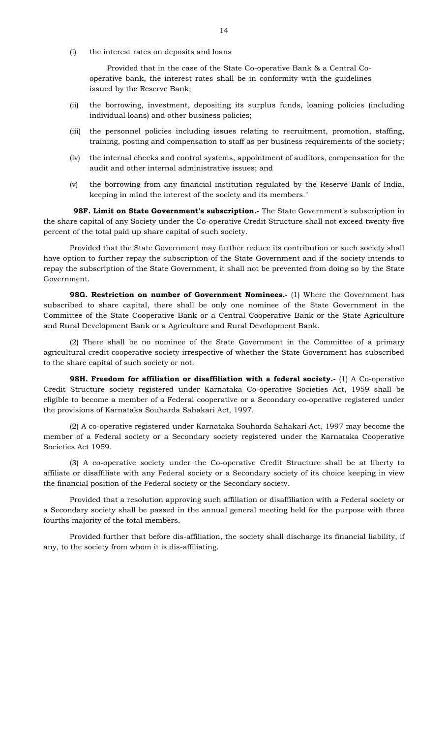(i) the interest rates on deposits and loans

Provided that in the case of the State Co-operative Bank & a Central Co-operative bank, the interest rates shall be in conformity with the guidelines issued by the Reserve Bank;

(ii) the borrowing, investment, depositing its surplus funds, loaning policies (including individual loans) and other business policies;

(iii) the personnel policies including issues relating to recruitment, promotion, staffing, training, posting and compensation to staff as per business requirements of the society;

(iv) the internal checks and control systems, appointment of auditors, compensation for the audit and other internal administrative issues; and

(v) the borrowing from any financial institution regulated by the Reserve Bank of India, keeping in mind the interest of the society and its members."

**98F. Limit on State Government's subscription.-** The State Government's subscription in the share capital of any Society under the Co-operative Credit Structure shall not exceed twenty-five percent of the total paid up share capital of such society.

Provided that the State Government may further reduce its contribution or such society shall have option to further repay the subscription of the State Government and if the society intends to repay the subscription of the State Government, it shall not be prevented from doing so by the State Government.

**98G. Restriction on number of Government Nominees.-** (1) Where the Government has subscribed to share capital, there shall be only one nominee of the State Government in the Committee of the State Cooperative Bank or a Central Cooperative Bank or the State Agriculture and Rural Development Bank or a Agriculture and Rural Development Bank.

(2) There shall be no nominee of the State Government in the Committee of a primary agricultural credit cooperative society irrespective of whether the State Government has subscribed to the share capital of such society or not.

**98H. Freedom for affiliation or disaffiliation with a federal society.-** (1) A Co-operative Credit Structure society registered under Karnataka Co-operative Societies Act, 1959 shall be eligible to become a member of a Federal cooperative or a Secondary co-operative registered under the provisions of Karnataka Souharda Sahakari Act, 1997.

(2) A co-operative registered under Karnataka Souharda Sahakari Act, 1997 may become the member of a Federal society or a Secondary society registered under the Karnataka Cooperative Societies Act 1959.

(3) A co-operative society under the Co-operative Credit Structure shall be at liberty to affiliate or disaffiliate with any Federal society or a Secondary society of its choice keeping in view the financial position of the Federal society or the Secondary society.

Provided that a resolution approving such affiliation or disaffiliation with a Federal society or a Secondary society shall be passed in the annual general meeting held for the purpose with three fourths majority of the total members.

Provided further that before dis-affiliation, the society shall discharge its financial liability, if any, to the society from whom it is dis-affiliating.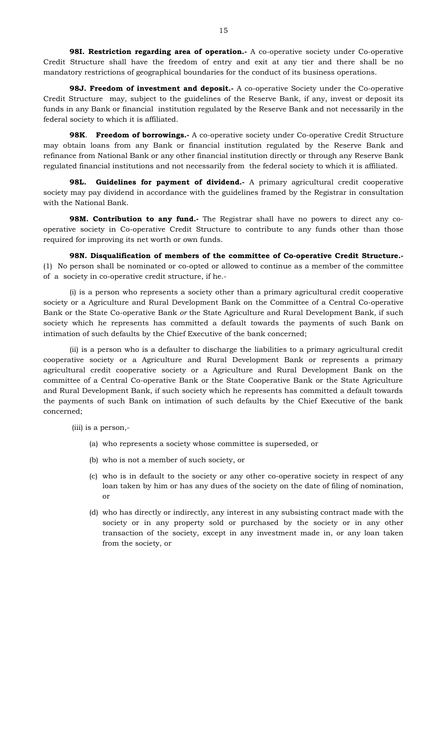**98I. Restriction regarding area of operation.-** A co-operative society under Co-operative Credit Structure shall have the freedom of entry and exit at any tier and there shall be no mandatory restrictions of geographical boundaries for the conduct of its business operations.

**98J. Freedom of investment and deposit.-** A co-operative Society under the Co-operative Credit Structure may, subject to the guidelines of the Reserve Bank, if any, invest or deposit its funds in any Bank or financial institution regulated by the Reserve Bank and not necessarily in the federal society to which it is affiliated.

**98K**. **Freedom of borrowings.-** A co-operative society under Co-operative Credit Structure may obtain loans from any Bank or financial institution regulated by the Reserve Bank and refinance from National Bank or any other financial institution directly or through any Reserve Bank regulated financial institutions and not necessarily from the federal society to which it is affiliated.

**98L. Guidelines for payment of dividend.-** A primary agricultural credit cooperative society may pay dividend in accordance with the guidelines framed by the Registrar in consultation with the National Bank.

**98M. Contribution to any fund.-** The Registrar shall have no powers to direct any co-operative society in Co-operative Credit Structure to contribute to any funds other than those required for improving its net worth or own funds.

**98N. Disqualification of members of the committee of Co-operative Credit Structure.-** (1) No person shall be nominated or co-opted or allowed to continue as a member of the committee of a society in co-operative credit structure, if he.-

(i) is a person who represents a society other than a primary agricultural credit cooperative society or a Agriculture and Rural Development Bank on the Committee of a Central Co-operative Bank or the State Co-operative Bank *or* the State Agriculture and Rural Development Bank, if such society which he represents has committed a default towards the payments of such Bank on intimation of such defaults by the Chief Executive of the bank concerned;

(ii) is a person who is a defaulter to discharge the liabilities to a primary agricultural credit cooperative society or a Agriculture and Rural Development Bank or represents a primary agricultural credit cooperative society or a Agriculture and Rural Development Bank on the committee of a Central Co-operative Bank or the State Cooperative Bank or the State Agriculture and Rural Development Bank, if such society which he represents has committed a default towards the payments of such Bank on intimation of such defaults by the Chief Executive of the bank concerned;

(iii) is a person,-

(a) who represents a society whose committee is superseded, or

(b) who is not a member of such society, or

(c) who is in default to the society or any other co-operative society in respect of any loan taken by him or has any dues of the society on the date of filing of nomination, or

(d) who has directly or indirectly, any interest in any subsisting contract made with the society or in any property sold or purchased by the society or in any other transaction of the society, except in any investment made in, or any loan taken from the society, or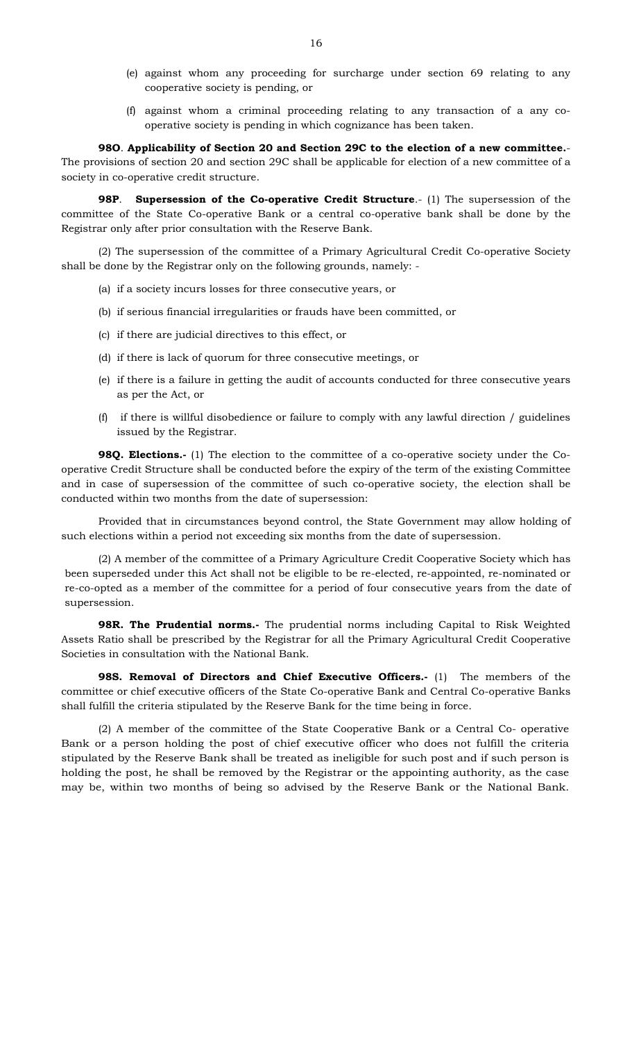(e) against whom any proceeding for surcharge under section 69 relating to any cooperative society is pending, or

(f) against whom a criminal proceeding relating to any transaction of a any co-operative society is pending in which cognizance has been taken.

**98O**. **Applicability of Section 20 and Section 29C to the election of a new committee.**- The provisions of section 20 and section 29C shall be applicable for election of a new committee of a society in co-operative credit structure.

**98P**. **Supersession of the Co-operative Credit Structure**.- (1) The supersession of the committee of the State Co-operative Bank or a central co-operative bank shall be done by the Registrar only after prior consultation with the Reserve Bank.

(2) The supersession of the committee of a Primary Agricultural Credit Co-operative Society shall be done by the Registrar only on the following grounds, namely: -

(a) if a society incurs losses for three consecutive years, or

(b) if serious financial irregularities or frauds have been committed, or

(c) if there are judicial directives to this effect, or

(d) if there is lack of quorum for three consecutive meetings, or

(e) if there is a failure in getting the audit of accounts conducted for three consecutive years as per the Act, or

(f) if there is willful disobedience or failure to comply with any lawful direction / guidelines issued by the Registrar.

**98Q. Elections.-** (1) The election to the committee of a co-operative society under the Co-operative Credit Structure shall be conducted before the expiry of the term of the existing Committee and in case of supersession of the committee of such co-operative society, the election shall be conducted within two months from the date of supersession:

Provided that in circumstances beyond control, the State Government may allow holding of such elections within a period not exceeding six months from the date of supersession.

(2) A member of the committee of a Primary Agriculture Credit Cooperative Society which has been superseded under this Act shall not be eligible to be re-elected, re-appointed, re-nominated or re-co-opted as a member of the committee for a period of four consecutive years from the date of supersession.

**98R. The Prudential norms.-** The prudential norms including Capital to Risk Weighted Assets Ratio shall be prescribed by the Registrar for all the Primary Agricultural Credit Cooperative Societies in consultation with the National Bank.

**98S. Removal of Directors and Chief Executive Officers.-** (1) The members of the committee or chief executive officers of the State Co-operative Bank and Central Co-operative Banks shall fulfill the criteria stipulated by the Reserve Bank for the time being in force.

(2) A member of the committee of the State Cooperative Bank or a Central Co- operative Bank or a person holding the post of chief executive officer who does not fulfill the criteria stipulated by the Reserve Bank shall be treated as ineligible for such post and if such person is holding the post, he shall be removed by the Registrar or the appointing authority, as the case may be, within two months of being so advised by the Reserve Bank or the National Bank.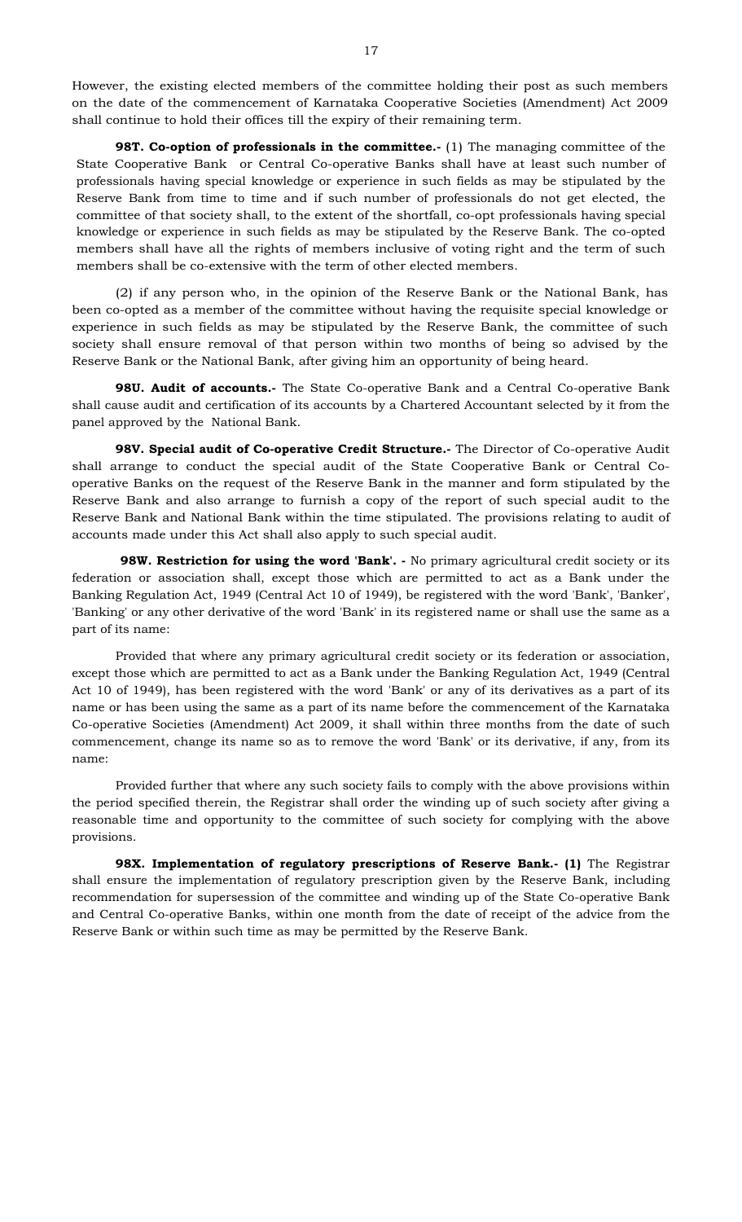However, the existing elected members of the committee holding their post as such members on the date of the commencement of Karnataka Cooperative Societies (Amendment) Act 2009 shall continue to hold their offices till the expiry of their remaining term.

**98T. Co-option of professionals in the committee.-** (1) The managing committee of the State Cooperative Bank or Central Co-operative Banks shall have at least such number of professionals having special knowledge or experience in such fields as may be stipulated by the Reserve Bank from time to time and if such number of professionals do not get elected, the committee of that society shall, to the extent of the shortfall, co-opt professionals having special knowledge or experience in such fields as may be stipulated by the Reserve Bank. The co-opted members shall have all the rights of members inclusive of voting right and the term of such members shall be co-extensive with the term of other elected members.

(2) if any person who, in the opinion of the Reserve Bank or the National Bank, has been co-opted as a member of the committee without having the requisite special knowledge or experience in such fields as may be stipulated by the Reserve Bank, the committee of such society shall ensure removal of that person within two months of being so advised by the Reserve Bank or the National Bank, after giving him an opportunity of being heard.

**98U. Audit of accounts.-** The State Co-operative Bank and a Central Co-operative Bank shall cause audit and certification of its accounts by a Chartered Accountant selected by it from the panel approved by the National Bank.

**98V. Special audit of Co-operative Credit Structure.-** The Director of Co-operative Audit shall arrange to conduct the special audit of the State Cooperative Bank or Central Co-operative Banks on the request of the Reserve Bank in the manner and form stipulated by the Reserve Bank and also arrange to furnish a copy of the report of such special audit to the Reserve Bank and National Bank within the time stipulated. The provisions relating to audit of accounts made under this Act shall also apply to such special audit.

**98W. Restriction for using the word 'Bank'. -** No primary agricultural credit society or its federation or association shall, except those which are permitted to act as a Bank under the Banking Regulation Act, 1949 (Central Act 10 of 1949), be registered with the word 'Bank', 'Banker', 'Banking' or any other derivative of the word 'Bank' in its registered name or shall use the same as a part of its name:

Provided that where any primary agricultural credit society or its federation or association, except those which are permitted to act as a Bank under the Banking Regulation Act, 1949 (Central Act 10 of 1949), has been registered with the word 'Bank' or any of its derivatives as a part of its name or has been using the same as a part of its name before the commencement of the Karnataka Co-operative Societies (Amendment) Act 2009, it shall within three months from the date of such commencement, change its name so as to remove the word 'Bank' or its derivative, if any, from its name:

Provided further that where any such society fails to comply with the above provisions within the period specified therein, the Registrar shall order the winding up of such society after giving a reasonable time and opportunity to the committee of such society for complying with the above provisions.

**98X. Implementation of regulatory prescriptions of Reserve Bank.- (1)** The Registrar shall ensure the implementation of regulatory prescription given by the Reserve Bank, including recommendation for supersession of the committee and winding up of the State Co-operative Bank and Central Co-operative Banks, within one month from the date of receipt of the advice from the Reserve Bank or within such time as may be permitted by the Reserve Bank.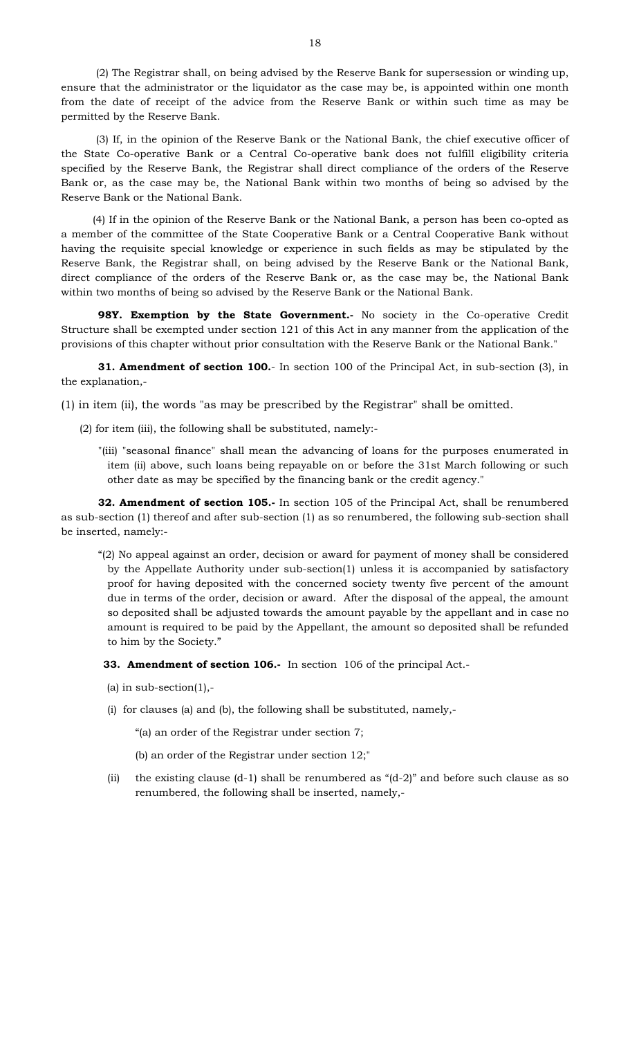(2) The Registrar shall, on being advised by the Reserve Bank for supersession or winding up, ensure that the administrator or the liquidator as the case may be, is appointed within one month from the date of receipt of the advice from the Reserve Bank or within such time as may be permitted by the Reserve Bank.

(3) If, in the opinion of the Reserve Bank or the National Bank, the chief executive officer of the State Co-operative Bank or a Central Co-operative bank does not fulfill eligibility criteria specified by the Reserve Bank, the Registrar shall direct compliance of the orders of the Reserve Bank or, as the case may be, the National Bank within two months of being so advised by the Reserve Bank or the National Bank.

(4) If in the opinion of the Reserve Bank or the National Bank, a person has been co-opted as a member of the committee of the State Cooperative Bank or a Central Cooperative Bank without having the requisite special knowledge or experience in such fields as may be stipulated by the Reserve Bank, the Registrar shall, on being advised by the Reserve Bank or the National Bank, direct compliance of the orders of the Reserve Bank or, as the case may be, the National Bank within two months of being so advised by the Reserve Bank or the National Bank.

**98Y. Exemption by the State Government.-** No society in the Co-operative Credit Structure shall be exempted under section 121 of this Act in any manner from the application of the provisions of this chapter without prior consultation with the Reserve Bank or the National Bank."

**31. Amendment of section 100.**- In section 100 of the Principal Act, in sub-section (3), in the explanation,-

(1) in item (ii), the words "as may be prescribed by the Registrar" shall be omitted.

(2) for item (iii), the following shall be substituted, namely:-

"(iii) "seasonal finance" shall mean the advancing of loans for the purposes enumerated in item (ii) above, such loans being repayable on or before the 31st March following or such other date as may be specified by the financing bank or the credit agency."

**32. Amendment of section 105.-** In section 105 of the Principal Act, shall be renumbered as sub-section (1) thereof and after sub-section (1) as so renumbered, the following sub-section shall be inserted, namely:-

"(2) No appeal against an order, decision or award for payment of money shall be considered by the Appellate Authority under sub-section(1) unless it is accompanied by satisfactory proof for having deposited with the concerned society twenty five percent of the amount due in terms of the order, decision or award. After the disposal of the appeal, the amount so deposited shall be adjusted towards the amount payable by the appellant and in case no amount is required to be paid by the Appellant, the amount so deposited shall be refunded to him by the Society."

**33. Amendment of section 106.-** In section 106 of the principal Act.-

(a) in sub-section(1),-

(i) for clauses (a) and (b), the following shall be substituted, namely,-

"(a) an order of the Registrar under section 7;

(b) an order of the Registrar under section 12;"

(ii) the existing clause (d-1) shall be renumbered as "(d-2)" and before such clause as so renumbered, the following shall be inserted, namely,-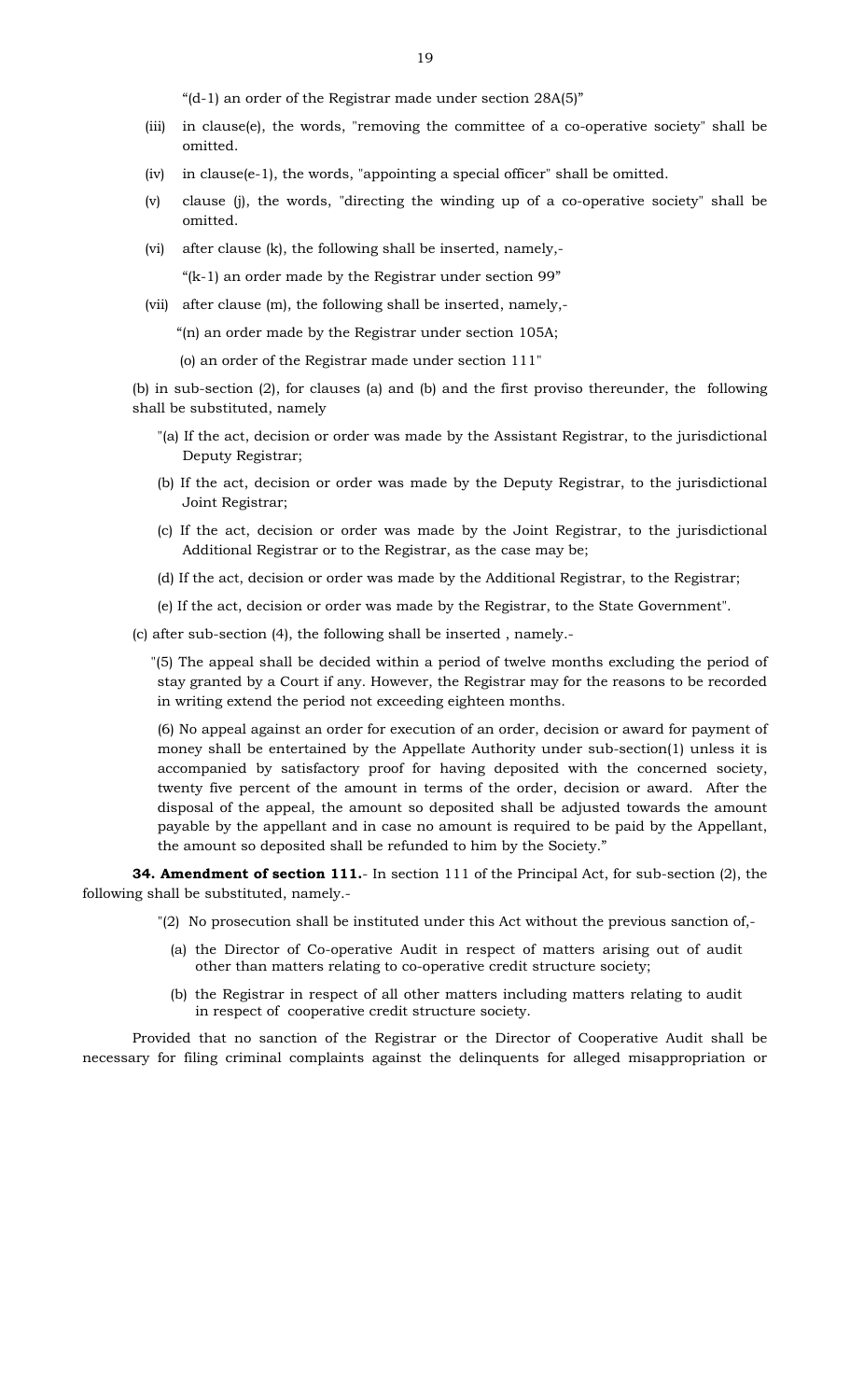"(d-1) an order of the Registrar made under section 28A(5)"

(iii) in clause(e), the words, "removing the committee of a co-operative society" shall be omitted.

(iv) in clause(e-1), the words, "appointing a special officer" shall be omitted.

(v) clause (j), the words, "directing the winding up of a co-operative society" shall be omitted.

(vi) after clause (k), the following shall be inserted, namely,-

"(k-1) an order made by the Registrar under section 99"

(vii) after clause (m), the following shall be inserted, namely,-

"(n) an order made by the Registrar under section 105A;

(o) an order of the Registrar made under section 111"

(b) in sub-section (2), for clauses (a) and (b) and the first proviso thereunder, the following shall be substituted, namely

"(a) If the act, decision or order was made by the Assistant Registrar, to the jurisdictional Deputy Registrar;

(b) If the act, decision or order was made by the Deputy Registrar, to the jurisdictional Joint Registrar;

(c) If the act, decision or order was made by the Joint Registrar, to the jurisdictional Additional Registrar or to the Registrar, as the case may be;

(d) If the act, decision or order was made by the Additional Registrar, to the Registrar;

(e) If the act, decision or order was made by the Registrar, to the State Government".

(c) after sub-section (4), the following shall be inserted , namely.-

"(5) The appeal shall be decided within a period of twelve months excluding the period of stay granted by a Court if any. However, the Registrar may for the reasons to be recorded in writing extend the period not exceeding eighteen months.

(6) No appeal against an order for execution of an order, decision or award for payment of money shall be entertained by the Appellate Authority under sub-section(1) unless it is accompanied by satisfactory proof for having deposited with the concerned society, twenty five percent of the amount in terms of the order, decision or award. After the disposal of the appeal, the amount so deposited shall be adjusted towards the amount payable by the appellant and in case no amount is required to be paid by the Appellant, the amount so deposited shall be refunded to him by the Society."

**34. Amendment of section 111.**- In section 111 of the Principal Act, for sub-section (2), the following shall be substituted, namely.-

"(2) No prosecution shall be instituted under this Act without the previous sanction of,-

(a) the Director of Co-operative Audit in respect of matters arising out of audit other than matters relating to co-operative credit structure society;

(b) the Registrar in respect of all other matters including matters relating to audit in respect of cooperative credit structure society.

Provided that no sanction of the Registrar or the Director of Cooperative Audit shall be necessary for filing criminal complaints against the delinquents for alleged misappropriation or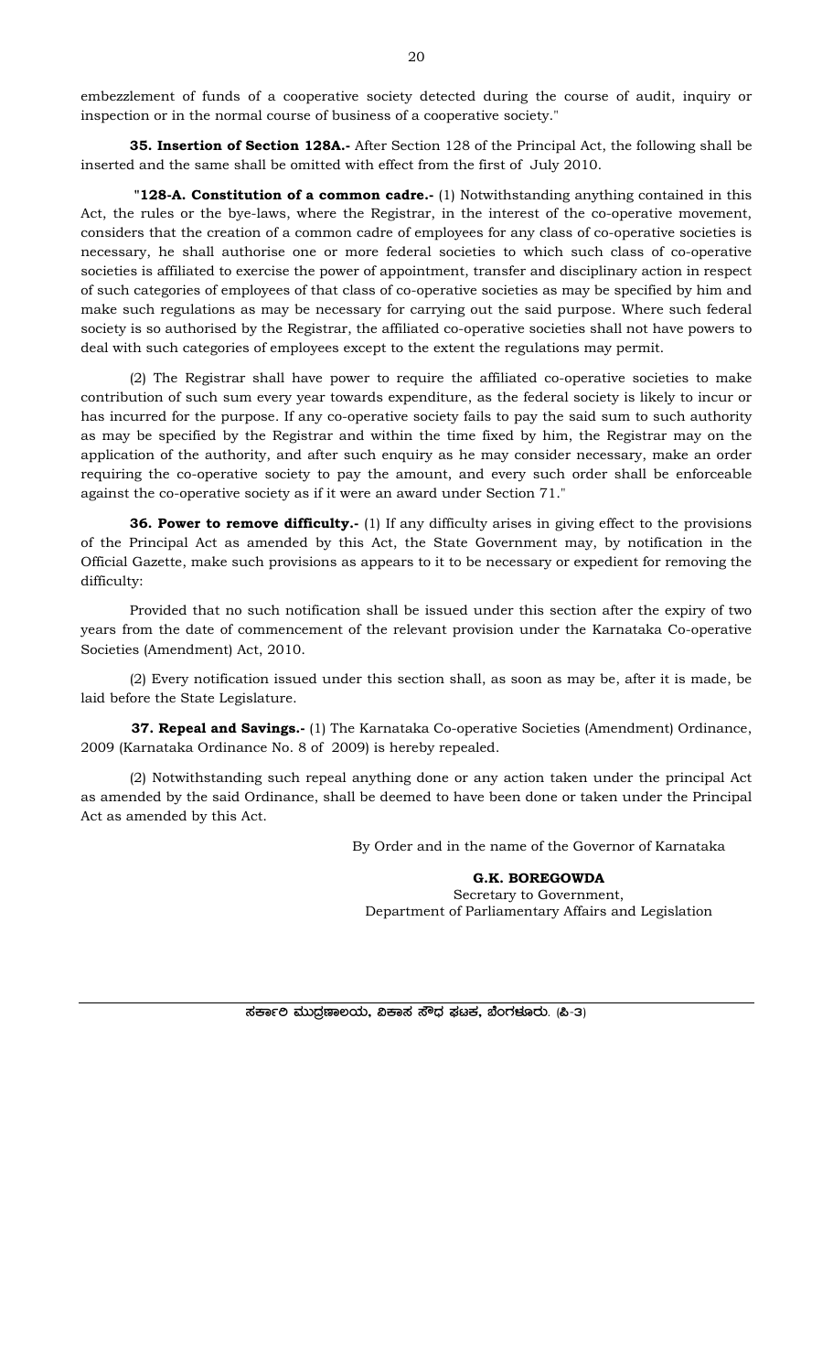embezzlement of funds of a cooperative society detected during the course of audit, inquiry or inspection or in the normal course of business of a cooperative society."

**35. Insertion of Section 128A.-** After Section 128 of the Principal Act, the following shall be inserted and the same shall be omitted with effect from the first of July 2010.

**"128-A. Constitution of a common cadre.-** (1) Notwithstanding anything contained in this Act, the rules or the bye-laws, where the Registrar, in the interest of the co-operative movement, considers that the creation of a common cadre of employees for any class of co-operative societies is necessary, he shall authorise one or more federal societies to which such class of co-operative societies is affiliated to exercise the power of appointment, transfer and disciplinary action in respect of such categories of employees of that class of co-operative societies as may be specified by him and make such regulations as may be necessary for carrying out the said purpose. Where such federal society is so authorised by the Registrar, the affiliated co-operative societies shall not have powers to deal with such categories of employees except to the extent the regulations may permit.

(2) The Registrar shall have power to require the affiliated co-operative societies to make contribution of such sum every year towards expenditure, as the federal society is likely to incur or has incurred for the purpose. If any co-operative society fails to pay the said sum to such authority as may be specified by the Registrar and within the time fixed by him, the Registrar may on the application of the authority, and after such enquiry as he may consider necessary, make an order requiring the co-operative society to pay the amount, and every such order shall be enforceable against the co-operative society as if it were an award under Section 71."

**36. Power to remove difficulty.-** (1) If any difficulty arises in giving effect to the provisions of the Principal Act as amended by this Act, the State Government may, by notification in the Official Gazette, make such provisions as appears to it to be necessary or expedient for removing the difficulty:

Provided that no such notification shall be issued under this section after the expiry of two years from the date of commencement of the relevant provision under the Karnataka Co-operative Societies (Amendment) Act, 2010.

(2) Every notification issued under this section shall, as soon as may be, after it is made, be laid before the State Legislature.

**37. Repeal and Savings.-** (1) The Karnataka Co-operative Societies (Amendment) Ordinance, 2009 (Karnataka Ordinance No. 8 of 2009) is hereby repealed.

(2) Notwithstanding such repeal anything done or any action taken under the principal Act as amended by the said Ordinance, shall be deemed to have been done or taken under the Principal Act as amended by this Act.

By Order and in the name of the Governor of Karnataka

**G.K. BOREGOWDA**
Secretary to Government,
Department of Parliamentary Affairs and Legislation

**ಸರ್ಕಾರಿ ಮುದ್ರಣಾಲಯ, ವಿಕಾಸ ಸೌಧ ಘಟಕ, ಬೆಂಗಳೂರು.** (ಪಿ-3)